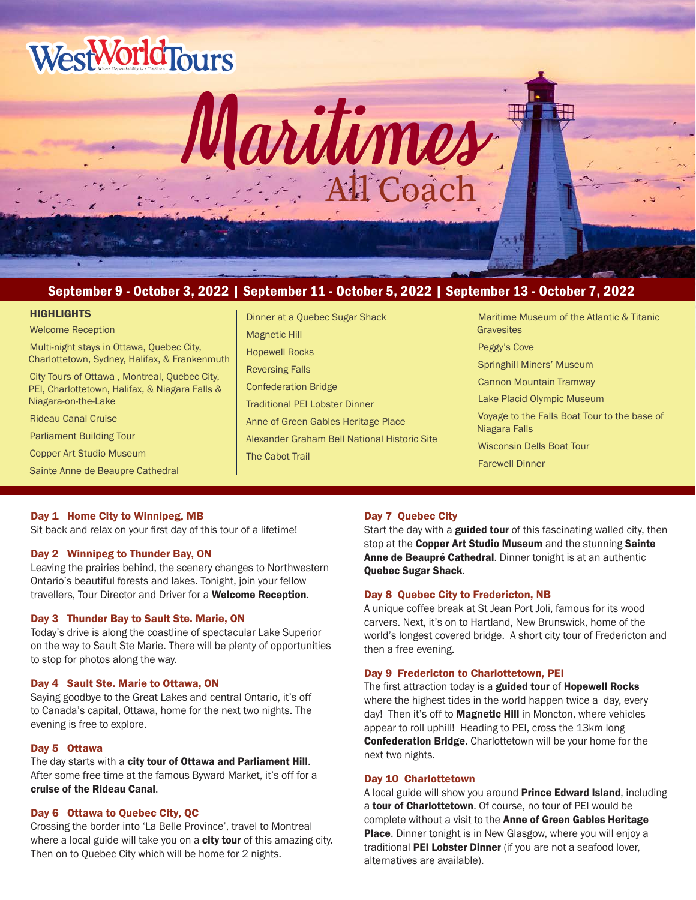# WestWorld Tours

# Maritimes All Coach

**September 9 - October 3, 2022 | September 11 - October 5, 2022 | September 13 - October 7, 2022**

## HIGHLIGHTS

- Welcome Reception
- Multi-night stays in Ottawa, Quebec City, Charlottetown, Sydney, Halifax, & Frankenmuth
- City Tours of Ottawa , Montreal, Quebec City, PEI, Charlottetown, Halifax, & Niagara Falls & Niagara-on-the-Lake
- Rideau Canal Cruise
- Parliament Building Tour
- Copper Art Studio Museum
- Sainte Anne de Beaupre Cathedral
- Dinner at a Quebec Sugar Shack
- Magnetic Hill
- Hopewell Rocks
- Reversing Falls
- Confederation Bridge
- Traditional PEI Lobster Dinner
- Anne of Green Gables Heritage Place
- Alexander Graham Bell National Historic Site
- The Cabot Trail
- Maritime Museum of the Atlantic & Titanic Gravesites
- Peggy's Cove
- Springhill Miners' Museum
- Cannon Mountain Tramway
- Lake Placid Olympic Museum
- Voyage to the Falls Boat Tour to the base of Niagara Falls
- Wisconsin Dells Boat Tour
- Farewell Dinner

### Day 1 Home City to Winnipeg, MB

Sit back and relax on your first day of this tour of a lifetime!

### Day 2 Winnipeg to Thunder Bay, ON

Leaving the prairies behind, the scenery changes to Northwestern Ontario's beautiful forests and lakes. Tonight, join your fellow travellers, Tour Director and Driver for a **Welcome Reception**.

### Day 3 Thunder Bay to Sault Ste. Marie, ON

Today's drive is along the coastline of spectacular Lake Superior on the way to Sault Ste Marie. There will be plenty of opportunities to stop for photos along the way.

### Day 4 Sault Ste. Marie to Ottawa, ON

Saying goodbye to the Great Lakes and central Ontario, it's off to Canada's capital, Ottawa, home for the next two nights. The evening is free to explore.

### Day 5 Ottawa

The day starts with a **city tour of Ottawa and Parliament Hill**. After some free time at the famous Byward Market, it's off for a **cruise of the Rideau Canal**.

### Day 6 Ottawa to Quebec City, QC

Crossing the border into 'La Belle Province', travel to Montreal where a local guide will take you on a **city tour** of this amazing city. Then on to Quebec City which will be home for 2 nights.

### Day 7 Quebec City

Start the day with a **guided tour** of this fascinating walled city, then stop at the **Copper Art Studio Museum** and the stunning **Sainte Anne de Beauprė Cathedral**. Dinner tonight is at an authentic **Quebec Sugar Shack**.

### Day 8 Quebec City to Fredericton, NB

A unique coffee break at St Jean Port Joli, famous for its wood carvers. Next, it's on to Hartland, New Brunswick, home of the world's longest covered bridge. A short city tour of Fredericton and then a free evening.

### Day 9 Fredericton to Charlottetown, PEI

The first attraction today is a **guided tour** of **Hopewell Rocks** where the highest tides in the world happen twice a day, every day! Then it's off to **Magnetic Hill** in Moncton, where vehicles appear to roll uphill! Heading to PEI, cross the 13km long **Confederation Bridge**. Charlottetown will be your home for the next two nights.

### Day 10 Charlottetown

A local guide will show you around **Prince Edward Island**, including a **tour of Charlottetown**. Of course, no tour of PEI would be complete without a visit to the **Anne of Green Gables Heritage Place**. Dinner tonight is in New Glasgow, where you will enjoy a traditional **PEI Lobster Dinner** (if you are not a seafood lover, alternatives are available).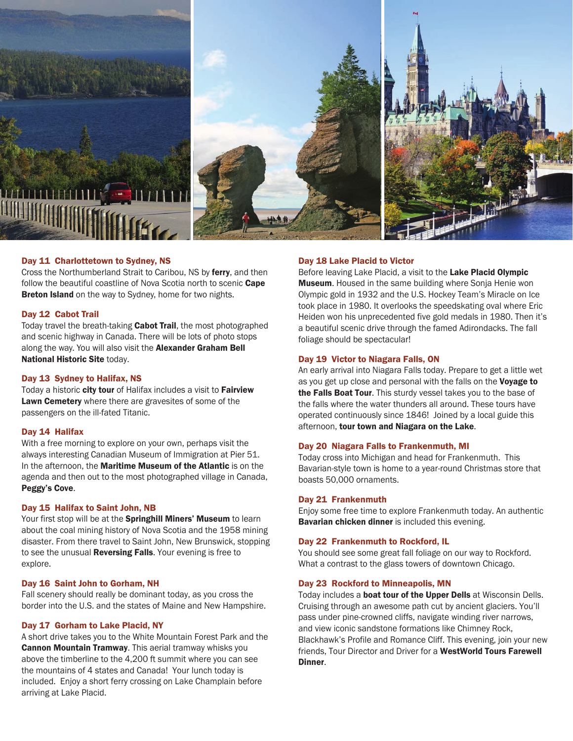### Day 11 Charlottetown to Sydney, NS

Cross the Northumberland Strait to Caribou, NS by **ferry**, and then follow the beautiful coastline of Nova Scotia north to scenic **Cape Breton Island** on the way to Sydney, home for two nights.

### Day 12 Cabot Trail

Today travel the breath-taking **Cabot Trail**, the most photographed and scenic highway in Canada. There will be lots of photo stops along the way. You will also visit the **Alexander Graham Bell National Historic Site** today.

### Day 13 Sydney to Halifax, NS

Today a historic **city tour** of Halifax includes a visit to **Fairview Lawn Cemetery** where there are gravesites of some of the passengers on the ill-fated Titanic.

### Day 14 Halifax

With a free morning to explore on your own, perhaps visit the always interesting Canadian Museum of Immigration at Pier 51. In the afternoon, the **Maritime Museum of the Atlantic** is on the agenda and then out to the most photographed village in Canada, **Peggy's Cove**.

### Day 15 Halifax to Saint John, NB

Your first stop will be at the **Springhill Miners' Museum** to learn about the coal mining history of Nova Scotia and the 1958 mining disaster. From there travel to Saint John, New Brunswick, stopping to see the unusual **Reversing Falls**. Your evening is free to explore.

### Day 16 Saint John to Gorham, NH

Fall scenery should really be dominant today, as you cross the border into the U.S. and the states of Maine and New Hampshire.

### Day 17 Gorham to Lake Placid, NY

A short drive takes you to the White Mountain Forest Park and the **Cannon Mountain Tramway**. This aerial tramway whisks you above the timberline to the 4,200 ft summit where you can see the mountains of 4 states and Canada! Your lunch today is included. Enjoy a short ferry crossing on Lake Champlain before arriving at Lake Placid.

### Day 18 Lake Placid to Victor

Before leaving Lake Placid, a visit to the **Lake Placid Olympic Museum**. Housed in the same building where Sonja Henie won Olympic gold in 1932 and the U.S. Hockey Team's Miracle on Ice took place in 1980. It overlooks the speedskating oval where Eric Heiden won his unprecedented five gold medals in 1980. Then it's a beautiful scenic drive through the famed Adirondacks. The fall foliage should be spectacular!

### Day 19 Victor to Niagara Falls, ON

An early arrival into Niagara Falls today. Prepare to get a little wet as you get up close and personal with the falls on the **Voyage to the Falls Boat Tour**. This sturdy vessel takes you to the base of the falls where the water thunders all around. These tours have operated continuously since 1846! Joined by a local guide this afternoon, **tour town and Niagara on the Lake**.

### Day 20 Niagara Falls to Frankenmuth, MI

Today cross into Michigan and head for Frankenmuth. This Bavarian-style town is home to a year-round Christmas store that boasts 50,000 ornaments.

### Day 21 Frankenmuth

Enjoy some free time to explore Frankenmuth today. An authentic **Bavarian chicken dinner** is included this evening.

### Day 22 Frankenmuth to Rockford, IL

You should see some great fall foliage on our way to Rockford. What a contrast to the glass towers of downtown Chicago.

### Day 23 Rockford to Minneapolis, MN

Today includes a **boat tour of the Upper Dells** at Wisconsin Dells. Cruising through an awesome path cut by ancient glaciers. You'll pass under pine-crowned cliffs, navigate winding river narrows, and view iconic sandstone formations like Chimney Rock, Blackhawk's Profile and Romance Cliff. This evening, join your new friends, Tour Director and Driver for a **WestWorld Tours Farewell Dinner**.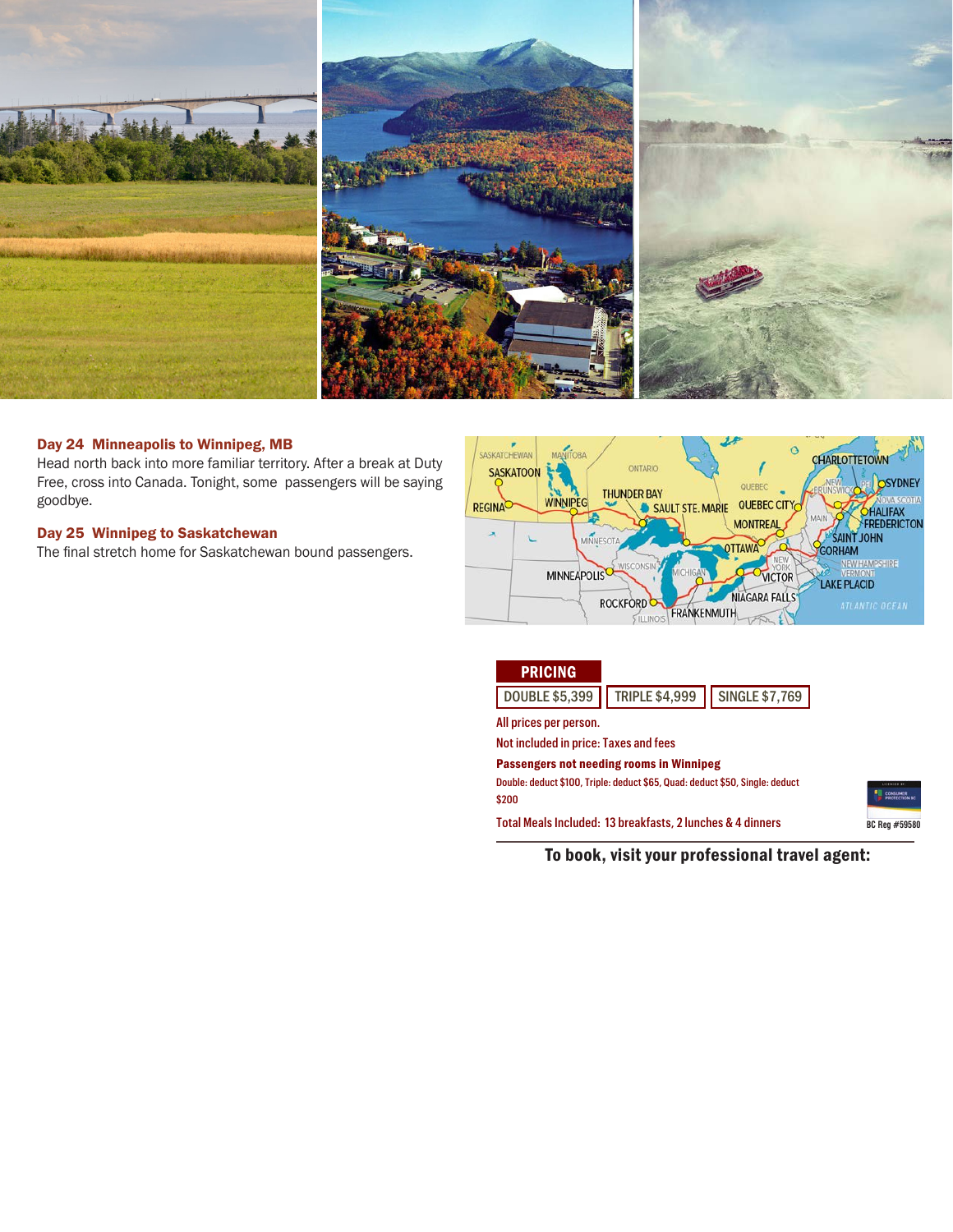### Day 24 Minneapolis to Winnipeg, MB

Head north back into more familiar territory. After a break at Duty Free, cross into Canada. Tonight, some passengers will be saying goodbye.

### Day 25 Winnipeg to Saskatchewan

The final stretch home for Saskatchewan bound passengers.

SASKATCHEWAN
MANITOBA
ONTARIO
QUEBEC
SASKATOON
REGINA
WINNIPEG
THUNDER BAY
SAULT STE. MARIE
QUEBEC CITY
MONTREAL
OTTAWA
CHARLOTTETOWN
NEW BRUNSWICK
PE
SYDNEY
NOVA SCOTIA
HALIFAX
FREDERICTON
MAIN
SAINT JOHN
GORHAM
NEW HAMPSHIRE
VERMONT
LAKE PLACID
NEW YORK
VICTOR
NIAGARA FALLS
MINNESOTA
WISCONSIN
MICHIGAN
MINNEAPOLIS
ROCKFORD
ILLINOIS
FRANKENMUTH
ATLANTIC OCEAN

## PRICING

| DOUBLE $5,399 | TRIPLE $4,999 | SINGLE $7,769 |
| --- | --- | --- |

All prices per person.

Not included in price: Taxes and fees

**Passengers not needing rooms in Winnipeg**

Double: deduct $100, Triple: deduct $65, Quad: deduct $50, Single: deduct $200

Total Meals Included: 13 breakfasts, 2 lunches & 4 dinners

BC Reg #59580

**To book, visit your professional travel agent:**